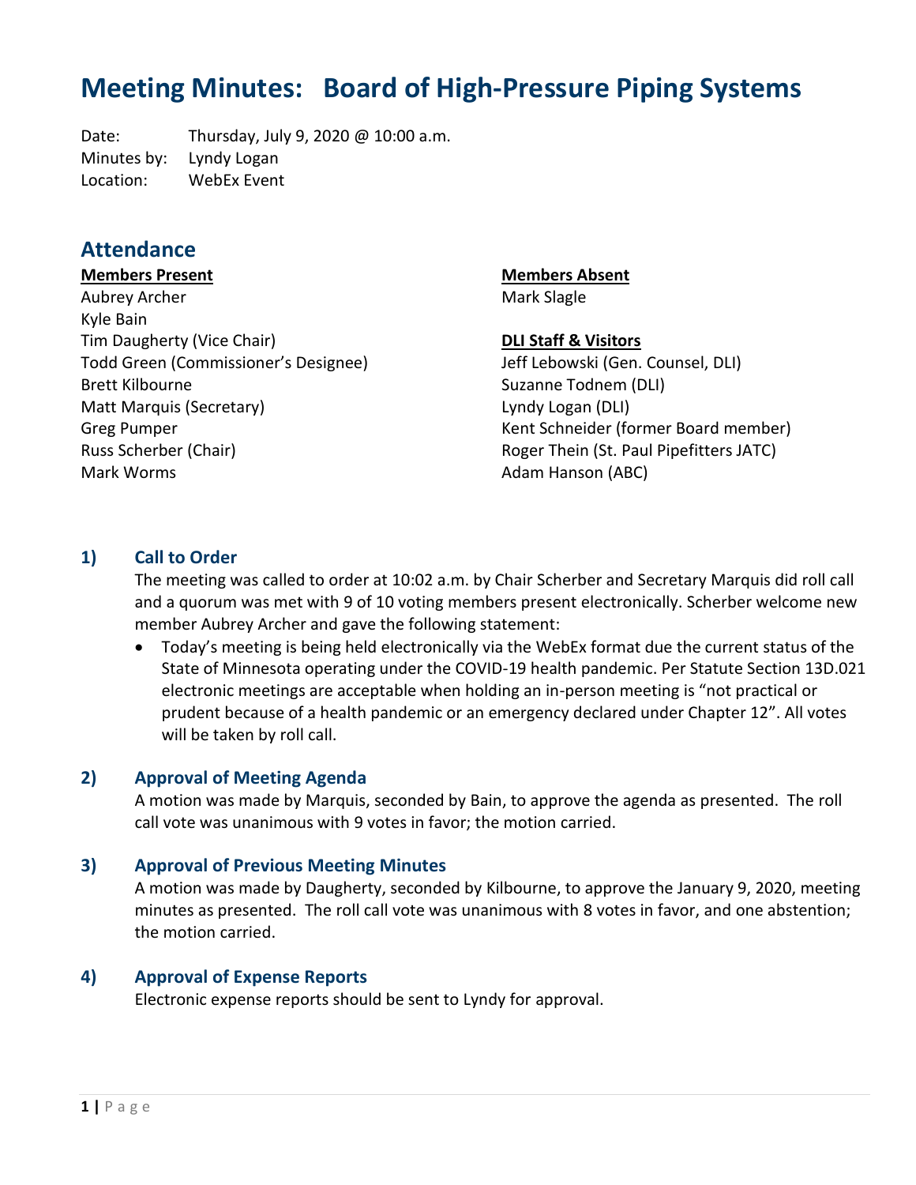# Meeting Minutes: Board of High-Pressure Piping Systems

Date: Thursday, July 9, 2020 @ 10:00 a.m.
Minutes by: Lyndy Logan
Location: WebEx Event

## Attendance

**Members Present**

Aubrey Archer
Kyle Bain
Tim Daugherty (Vice Chair)
Todd Green (Commissioner's Designee)
Brett Kilbourne
Matt Marquis (Secretary)
Greg Pumper
Russ Scherber (Chair)
Mark Worms

**Members Absent**

Mark Slagle

**DLI Staff & Visitors**

Jeff Lebowski (Gen. Counsel, DLI)
Suzanne Todnem (DLI)
Lyndy Logan (DLI)
Kent Schneider (former Board member)
Roger Thein (St. Paul Pipefitters JATC)
Adam Hanson (ABC)

### 1) Call to Order

The meeting was called to order at 10:02 a.m. by Chair Scherber and Secretary Marquis did roll call and a quorum was met with 9 of 10 voting members present electronically. Scherber welcome new member Aubrey Archer and gave the following statement:

- Today's meeting is being held electronically via the WebEx format due the current status of the State of Minnesota operating under the COVID-19 health pandemic. Per Statute Section 13D.021 electronic meetings are acceptable when holding an in-person meeting is "not practical or prudent because of a health pandemic or an emergency declared under Chapter 12". All votes will be taken by roll call.

### 2) Approval of Meeting Agenda

A motion was made by Marquis, seconded by Bain, to approve the agenda as presented. The roll call vote was unanimous with 9 votes in favor; the motion carried.

### 3) Approval of Previous Meeting Minutes

A motion was made by Daugherty, seconded by Kilbourne, to approve the January 9, 2020, meeting minutes as presented. The roll call vote was unanimous with 8 votes in favor, and one abstention; the motion carried.

### 4) Approval of Expense Reports

Electronic expense reports should be sent to Lyndy for approval.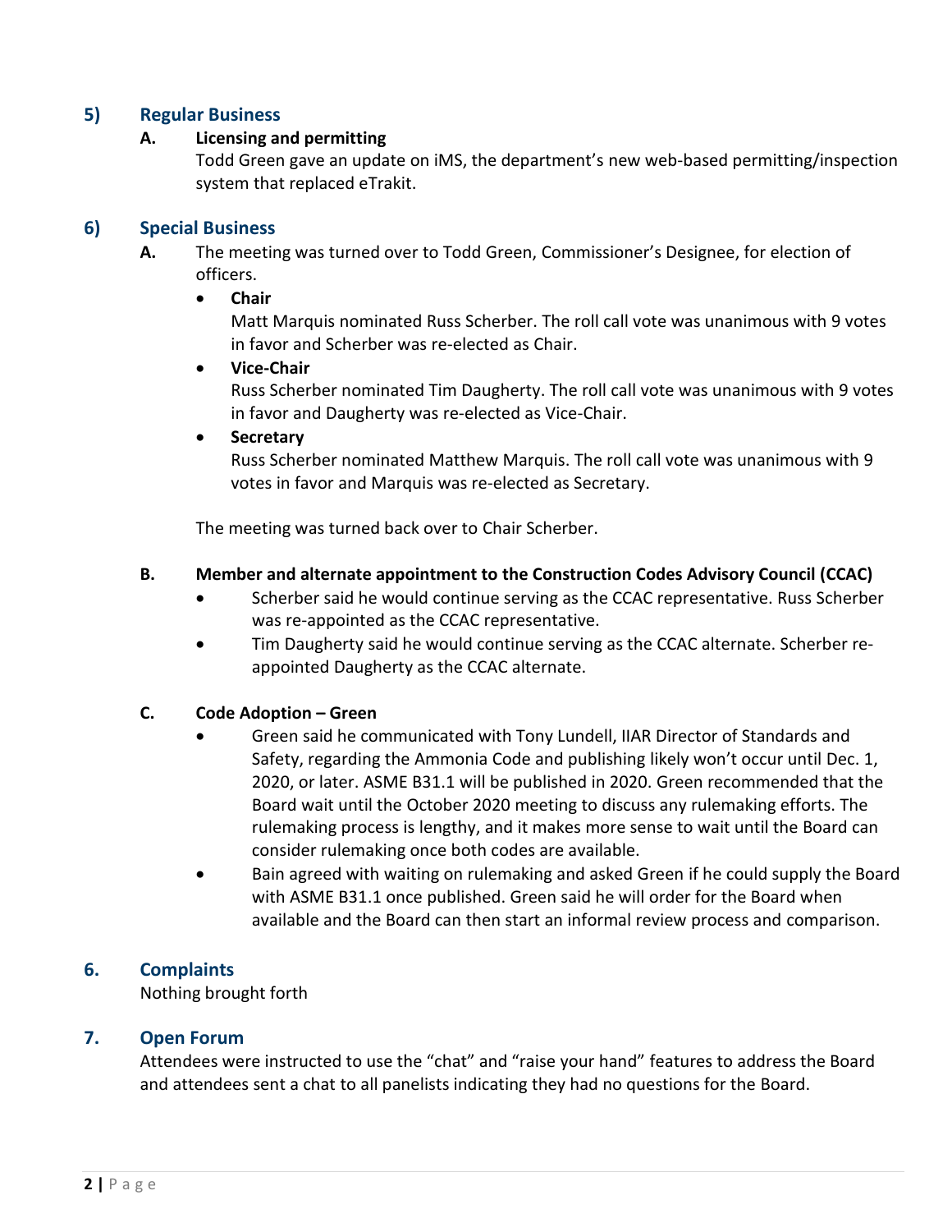## 5) Regular Business

### A. Licensing and permitting

Todd Green gave an update on iMS, the department's new web-based permitting/inspection system that replaced eTrakit.

## 6) Special Business

**A.** The meeting was turned over to Todd Green, Commissioner's Designee, for election of officers.

- **Chair**
  Matt Marquis nominated Russ Scherber. The roll call vote was unanimous with 9 votes in favor and Scherber was re-elected as Chair.
- **Vice-Chair**
  Russ Scherber nominated Tim Daugherty. The roll call vote was unanimous with 9 votes in favor and Daugherty was re-elected as Vice-Chair.
- **Secretary**
  Russ Scherber nominated Matthew Marquis. The roll call vote was unanimous with 9 votes in favor and Marquis was re-elected as Secretary.

The meeting was turned back over to Chair Scherber.

### B. Member and alternate appointment to the Construction Codes Advisory Council (CCAC)

- Scherber said he would continue serving as the CCAC representative. Russ Scherber was re-appointed as the CCAC representative.
- Tim Daugherty said he would continue serving as the CCAC alternate. Scherber re-appointed Daugherty as the CCAC alternate.

### C. Code Adoption – Green

- Green said he communicated with Tony Lundell, IIAR Director of Standards and Safety, regarding the Ammonia Code and publishing likely won't occur until Dec. 1, 2020, or later. ASME B31.1 will be published in 2020. Green recommended that the Board wait until the October 2020 meeting to discuss any rulemaking efforts. The rulemaking process is lengthy, and it makes more sense to wait until the Board can consider rulemaking once both codes are available.
- Bain agreed with waiting on rulemaking and asked Green if he could supply the Board with ASME B31.1 once published. Green said he will order for the Board when available and the Board can then start an informal review process and comparison.

## 6. Complaints

Nothing brought forth

## 7. Open Forum

Attendees were instructed to use the "chat" and "raise your hand" features to address the Board and attendees sent a chat to all panelists indicating they had no questions for the Board.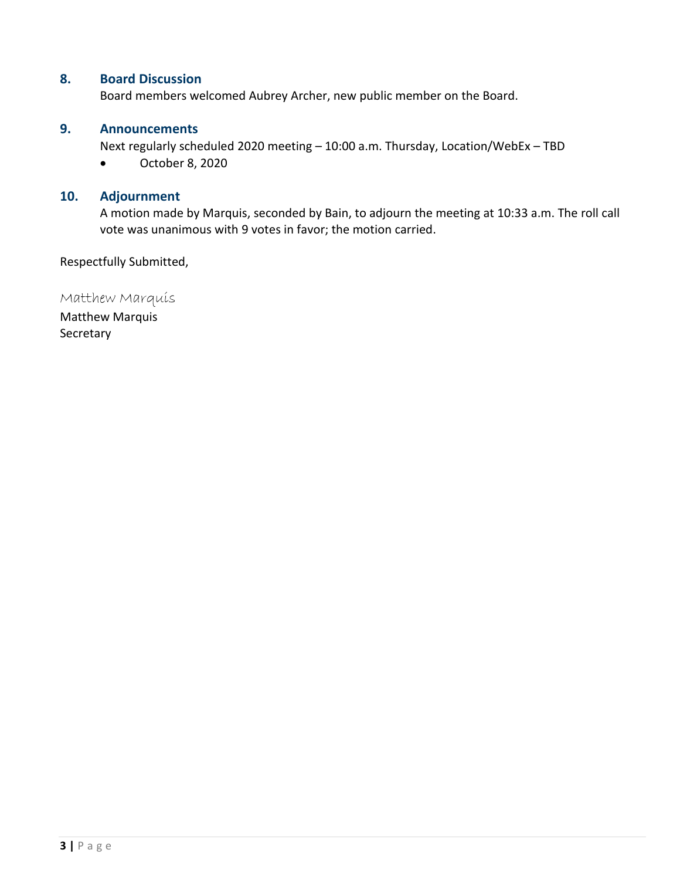## 8. Board Discussion

Board members welcomed Aubrey Archer, new public member on the Board.

## 9. Announcements

Next regularly scheduled 2020 meeting – 10:00 a.m. Thursday, Location/WebEx – TBD

- October 8, 2020

## 10. Adjournment

A motion made by Marquis, seconded by Bain, to adjourn the meeting at 10:33 a.m. The roll call vote was unanimous with 9 votes in favor; the motion carried.

Respectfully Submitted,

*Matthew Marquis*

Matthew Marquis
Secretary